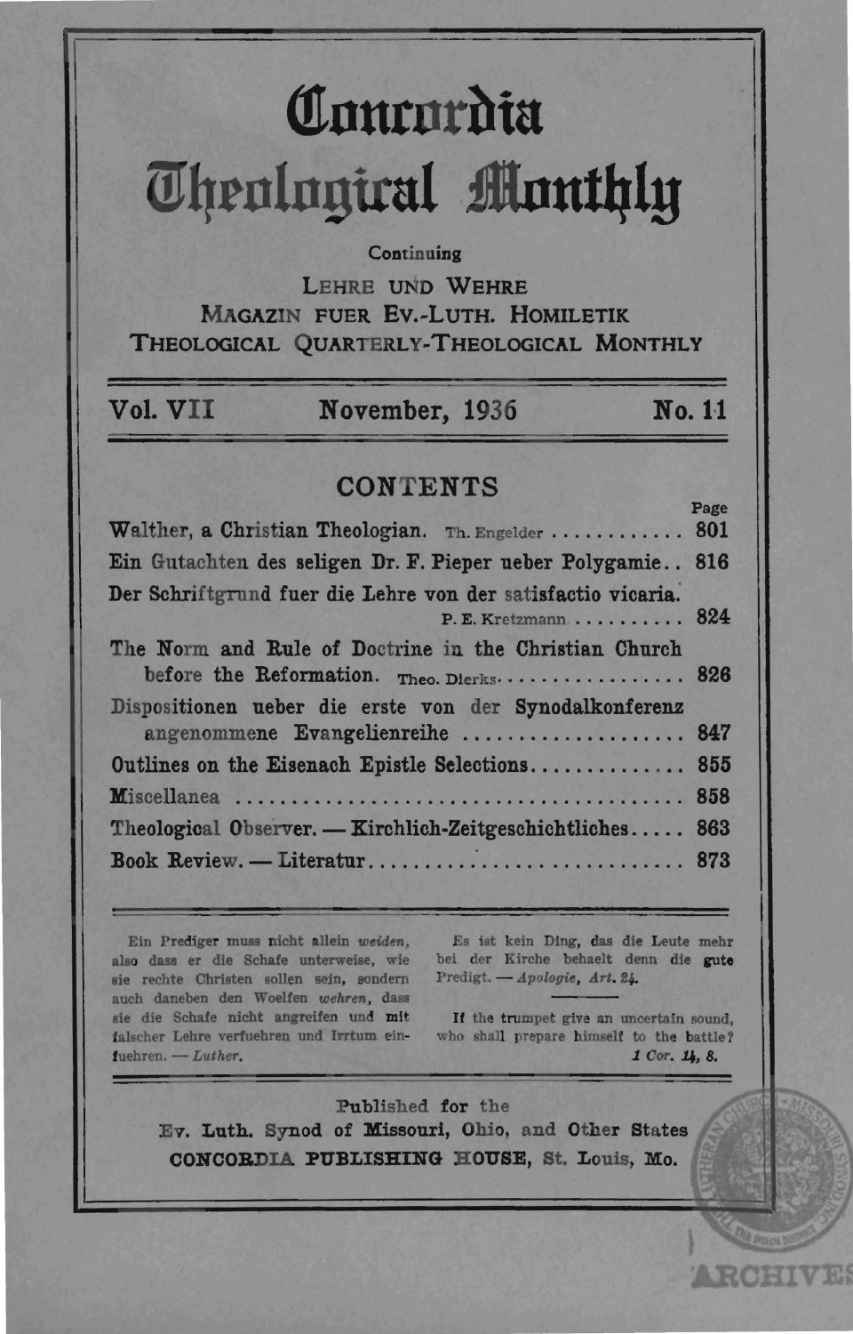# Concordia Theological Monthly

Continuing

LEHRE UND WEHRE
MAGAZIN FUER EV.-LUTH. HOMILETIK
THEOLOGICAL QUARTERLY-THEOLOGICAL MONTHLY

**Vol. VII** | **November, 1936** | **No. 11**

## CONTENTS

| | Page |
|---|---|
| Walther, a Christian Theologian. Th. Engelder | 801 |
| Ein Gutachten des seligen Dr. F. Pieper ueber Polygamie | 816 |
| Der Schriftgrund fuer die Lehre von der satisfactio vicaria. P. E. Kretzmann | 824 |
| The Norm and Rule of Doctrine in the Christian Church before the Reformation. Theo. Dierks | 826 |
| Dispositionen ueber die erste von der Synodalkonferenz angenommene Evangelienreihe | 847 |
| Outlines on the Eisenach Epistle Selections | 855 |
| Miscellanea | 858 |
| Theological Observer. — Kirchlich-Zeitgeschichtliches | 863 |
| Book Review. — Literatur | 873 |

Ein Prediger muss nicht allein *weiden*, also dass er die Schafe unterweise, wie sie rechte Christen sollen sein, sondern auch daneben den Woelfen *wehren*, dass sie die Schafe nicht angreifen und mit falscher Lehre verfuehren und Irrtum einfuehren. — *Luther.*

Es ist kein Ding, das die Leute mehr bei der Kirche behaelt denn die gute Predigt. — *Apologie, Art. 24.*

If the trumpet give an uncertain sound, who shall prepare himself to the battle? *1 Cor. 14, 8.*

Published for the
Ev. Luth. Synod of Missouri, Ohio, and Other States
CONCORDIA PUBLISHING HOUSE, St. Louis, Mo.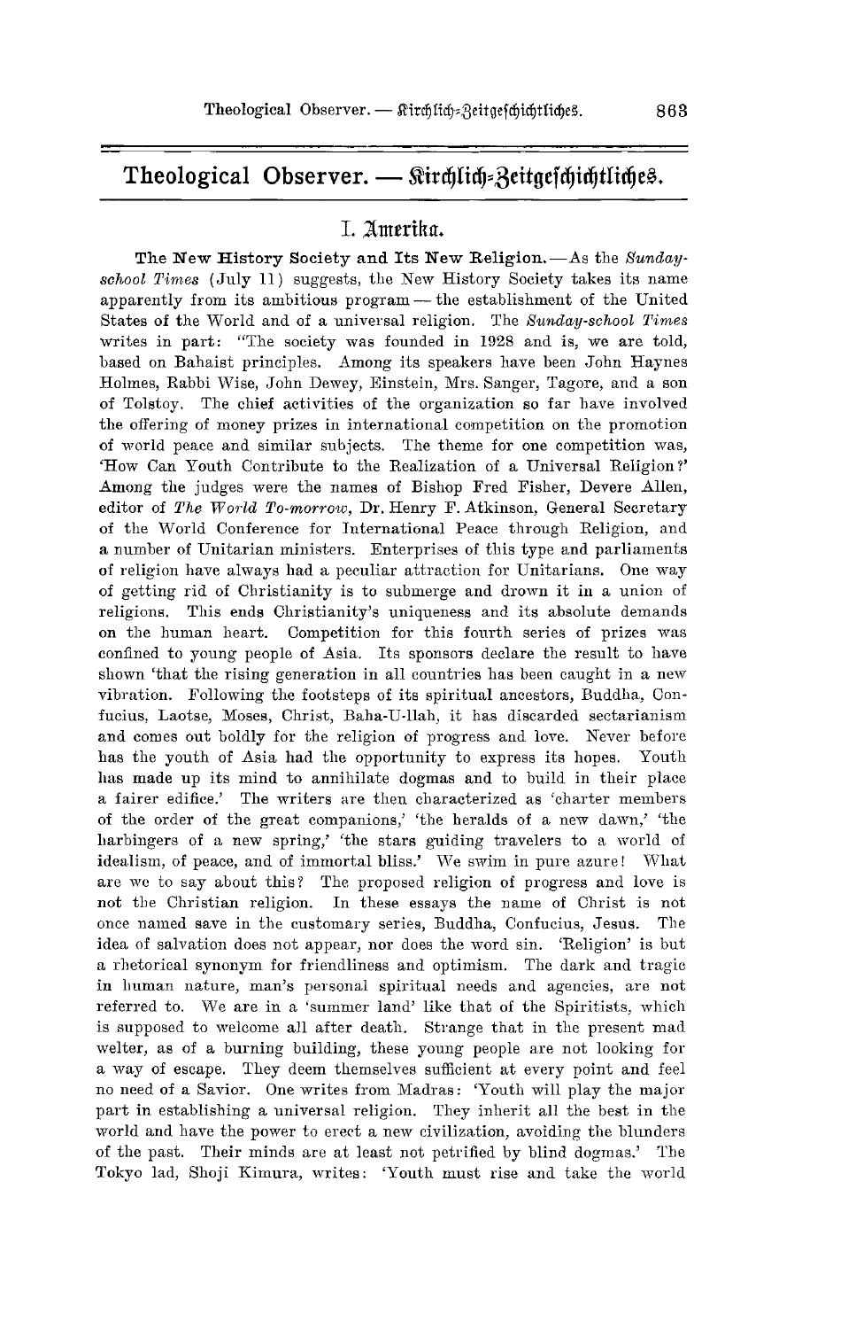# Theological Observer. — Kirchlich-Zeitgeschichtliches.

## I. Amerika.

**The New History Society and Its New Religion.**—As the *Sunday-school Times* (July 11) suggests, the New History Society takes its name apparently from its ambitious program — the establishment of the United States of the World and of a universal religion. The *Sunday-school Times* writes in part: "The society was founded in 1928 and is, we are told, based on Bahaist principles. Among its speakers have been John Haynes Holmes, Rabbi Wise, John Dewey, Einstein, Mrs. Sanger, Tagore, and a son of Tolstoy. The chief activities of the organization so far have involved the offering of money prizes in international competition on the promotion of world peace and similar subjects. The theme for one competition was, 'How Can Youth Contribute to the Realization of a Universal Religion?' Among the judges were the names of Bishop Fred Fisher, Devere Allen, editor of *The World To-morrow*, Dr. Henry F. Atkinson, General Secretary of the World Conference for International Peace through Religion, and a number of Unitarian ministers. Enterprises of this type and parliaments of religion have always had a peculiar attraction for Unitarians. One way of getting rid of Christianity is to submerge and drown it in a union of religions. This ends Christianity's uniqueness and its absolute demands on the human heart. Competition for this fourth series of prizes was confined to young people of Asia. Its sponsors declare the result to have shown 'that the rising generation in all countries has been caught in a new vibration. Following the footsteps of its spiritual ancestors, Buddha, Confucius, Laotse, Moses, Christ, Baha-U-llah, it has discarded sectarianism and comes out boldly for the religion of progress and love. Never before has the youth of Asia had the opportunity to express its hopes. Youth has made up its mind to annihilate dogmas and to build in their place a fairer edifice.' The writers are then characterized as 'charter members of the order of the great companions,' 'the heralds of a new dawn,' 'the harbingers of a new spring,' 'the stars guiding travelers to a world of idealism, of peace, and of immortal bliss.' We swim in pure azure! What are we to say about this? The proposed religion of progress and love is not the Christian religion. In these essays the name of Christ is not once named save in the customary series, Buddha, Confucius, Jesus. The idea of salvation does not appear, nor does the word sin. 'Religion' is but a rhetorical synonym for friendliness and optimism. The dark and tragic in human nature, man's personal spiritual needs and agencies, are not referred to. We are in a 'summer land' like that of the Spiritists, which is supposed to welcome all after death. Strange that in the present mad welter, as of a burning building, these young people are not looking for a way of escape. They deem themselves sufficient at every point and feel no need of a Savior. One writes from Madras: 'Youth will play the major part in establishing a universal religion. They inherit all the best in the world and have the power to erect a new civilization, avoiding the blunders of the past. Their minds are at least not petrified by blind dogmas.' The Tokyo lad, Shoji Kimura, writes: 'Youth must rise and take the world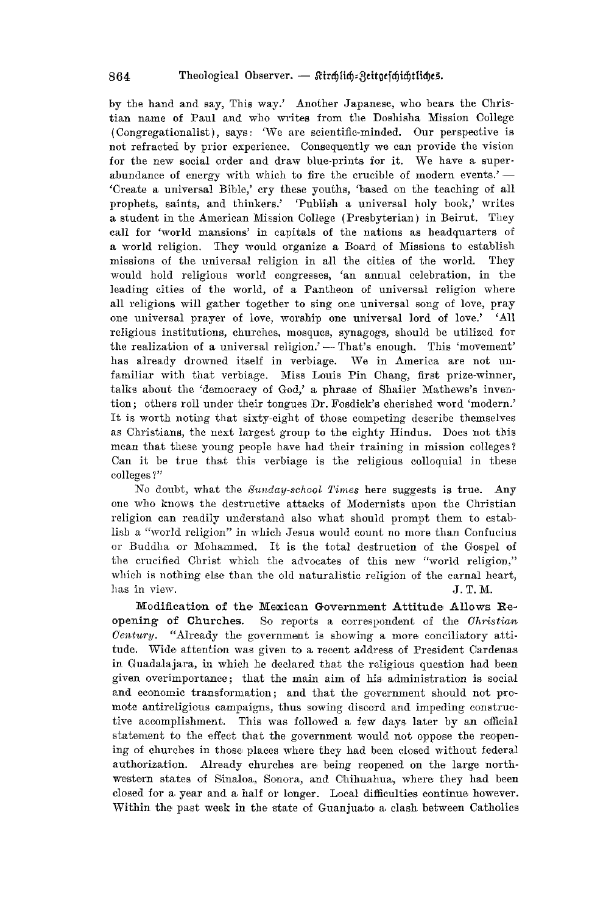by the hand and say, This way.' Another Japanese, who bears the Christian name of Paul and who writes from the Doshisha Mission College (Congregationalist), says: 'We are scientific-minded. Our perspective is not refracted by prior experience. Consequently we can provide the vision for the new social order and draw blue-prints for it. We have a superabundance of energy with which to fire the crucible of modern events.' — 'Create a universal Bible,' cry these youths, 'based on the teaching of all prophets, saints, and thinkers.' 'Publish a universal holy book,' writes a student in the American Mission College (Presbyterian) in Beirut. They call for 'world mansions' in capitals of the nations as headquarters of a world religion. They would organize a Board of Missions to establish missions of the universal religion in all the cities of the world. They would hold religious world congresses, 'an annual celebration, in the leading cities of the world, of a Pantheon of universal religion where all religions will gather together to sing one universal song of love, pray one universal prayer of love, worship one universal lord of love.' 'All religious institutions, churches, mosques, synagogs, should be utilized for the realization of a universal religion.' — That's enough. This 'movement' has already drowned itself in verbiage. We in America are not unfamiliar with that verbiage. Miss Louis Pin Chang, first prize-winner, talks about the 'democracy of God,' a phrase of Shailer Mathews's invention; others roll under their tongues Dr. Fosdick's cherished word 'modern.' It is worth noting that sixty-eight of those competing describe themselves as Christians, the next largest group to the eighty Hindus. Does not this mean that these young people have had their training in mission colleges? Can it be true that this verbiage is the religious colloquial in these colleges?"

No doubt, what the *Sunday-school Times* here suggests is true. Any one who knows the destructive attacks of Modernists upon the Christian religion can readily understand also what should prompt them to establish a "world religion" in which Jesus would count no more than Confucius or Buddha or Mohammed. It is the total destruction of the Gospel of the crucified Christ which the advocates of this new "world religion," which is nothing else than the old naturalistic religion of the carnal heart, has in view.

J. T. M.

**Modification of the Mexican Government Attitude Allows Reopening of Churches.** So reports a correspondent of the *Christian Century*. "Already the government is showing a more conciliatory attitude. Wide attention was given to a recent address of President Cardenas in Guadalajara, in which he declared that the religious question had been given overimportance; that the main aim of his administration is social and economic transformation; and that the government should not promote antireligious campaigns, thus sowing discord and impeding constructive accomplishment. This was followed a few days later by an official statement to the effect that the government would not oppose the reopening of churches in those places where they had been closed without federal authorization. Already churches are being reopened on the large northwestern states of Sinaloa, Sonora, and Chihuahua, where they had been closed for a year and a half or longer. Local difficulties continue however. Within the past week in the state of Guanjuato a clash between Catholics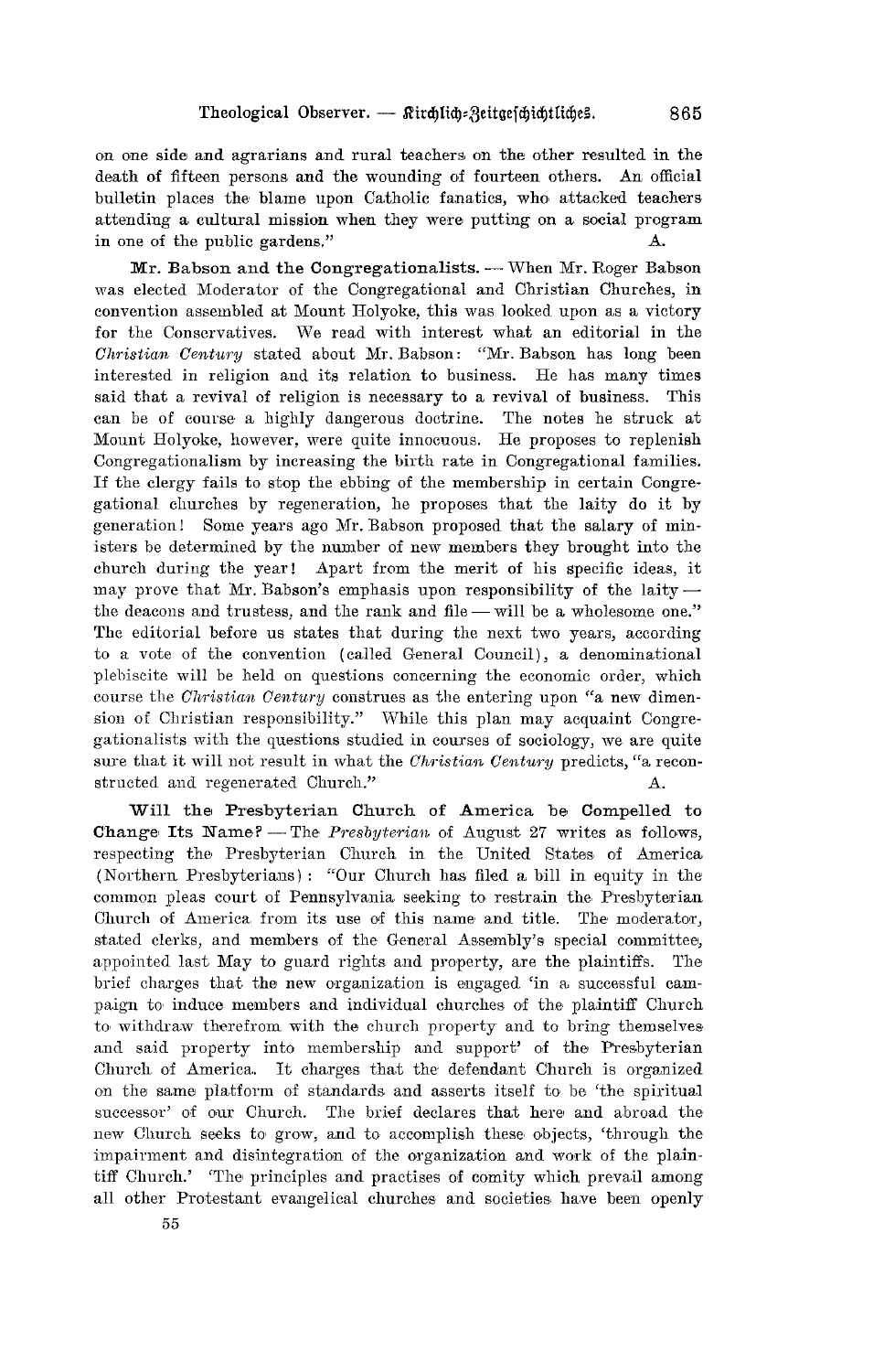on one side and agrarians and rural teachers on the other resulted in the death of fifteen persons and the wounding of fourteen others. An official bulletin places the blame upon Catholic fanatics, who attacked teachers attending a cultural mission when they were putting on a social program in one of the public gardens." A.

**Mr. Babson and the Congregationalists.** — When Mr. Roger Babson was elected Moderator of the Congregational and Christian Churches, in convention assembled at Mount Holyoke, this was looked upon as a victory for the Conservatives. We read with interest what an editorial in the *Christian Century* stated about Mr. Babson: "Mr. Babson has long been interested in religion and its relation to business. He has many times said that a revival of religion is necessary to a revival of business. This can be of course a highly dangerous doctrine. The notes he struck at Mount Holyoke, however, were quite innocuous. He proposes to replenish Congregationalism by increasing the birth rate in Congregational families. If the clergy fails to stop the ebbing of the membership in certain Congregational churches by regeneration, he proposes that the laity do it by generation! Some years ago Mr. Babson proposed that the salary of ministers be determined by the number of new members they brought into the church during the year! Apart from the merit of his specific ideas, it may prove that Mr. Babson's emphasis upon responsibility of the laity — the deacons and trustees, and the rank and file — will be a wholesome one." The editorial before us states that during the next two years, according to a vote of the convention (called General Council), a denominational plebiscite will be held on questions concerning the economic order, which course the *Christian Century* construes as the entering upon "a new dimension of Christian responsibility." While this plan may acquaint Congregationalists with the questions studied in courses of sociology, we are quite sure that it will not result in what the *Christian Century* predicts, "a reconstructed and regenerated Church." A.

**Will the Presbyterian Church of America be Compelled to Change Its Name?** — The *Presbyterian* of August 27 writes as follows, respecting the Presbyterian Church in the United States of America (Northern Presbyterians): "Our Church has filed a bill in equity in the common pleas court of Pennsylvania seeking to restrain the Presbyterian Church of America from its use of this name and title. The moderator, stated clerks, and members of the General Assembly's special committee, appointed last May to guard rights and property, are the plaintiffs. The brief charges that the new organization is engaged 'in a successful campaign to induce members and individual churches of the plaintiff Church to withdraw therefrom with the church property and to bring themselves and said property into membership and support' of the Presbyterian Church of America. It charges that the defendant Church is organized on the same platform of standards and asserts itself to be 'the spiritual successor' of our Church. The brief declares that here and abroad the new Church seeks to grow, and to accomplish these objects, 'through the impairment and disintegration of the organization and work of the plaintiff Church.' 'The principles and practises of comity which prevail among all other Protestant evangelical churches and societies have been openly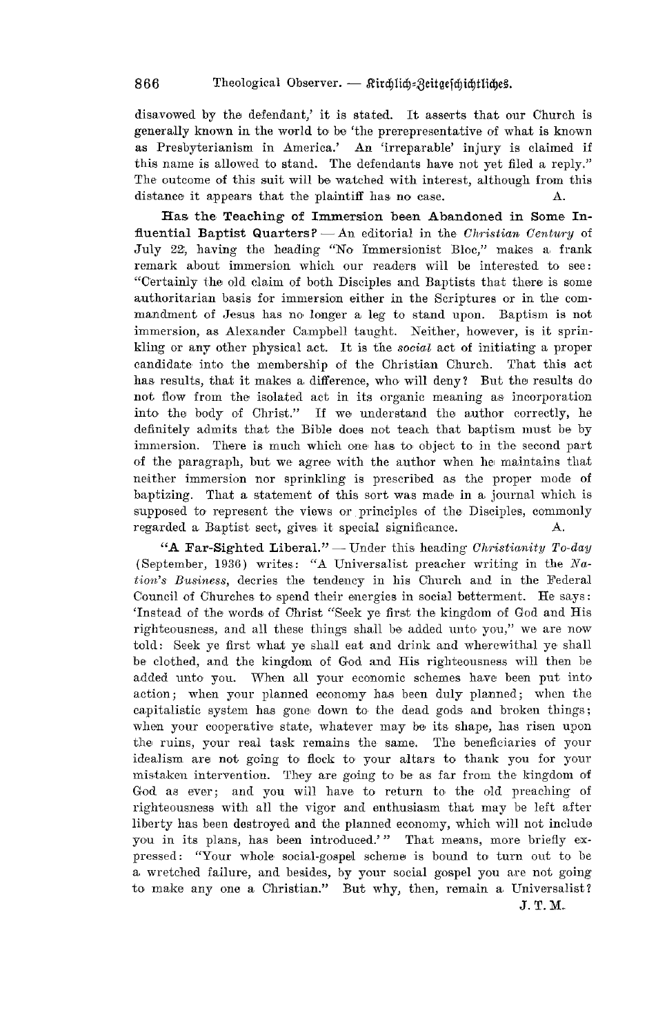disavowed by the defendant,' it is stated. It asserts that our Church is generally known in the world to be 'the prerepresentative of what is known as Presbyterianism in America.' An 'irreparable' injury is claimed if this name is allowed to stand. The defendants have not yet filed a reply." The outcome of this suit will be watched with interest, although from this distance it appears that the plaintiff has no case. A.

**Has the Teaching of Immersion been Abandoned in Some Influential Baptist Quarters?** — An editorial in the *Christian Century* of July 22, having the heading "No Immersionist Bloc," makes a frank remark about immersion which our readers will be interested to see: "Certainly the old claim of both Disciples and Baptists that there is some authoritarian basis for immersion either in the Scriptures or in the commandment of Jesus has no longer a leg to stand upon. Baptism is not immersion, as Alexander Campbell taught. Neither, however, is it sprinkling or any other physical act. It is the *social* act of initiating a proper candidate into the membership of the Christian Church. That this act has results, that it makes a difference, who will deny? But the results do not flow from the isolated act in its organic meaning as incorporation into the body of Christ." If we understand the author correctly, he definitely admits that the Bible does not teach that baptism must be by immersion. There is much which one has to object to in the second part of the paragraph, but we agree with the author when he maintains that neither immersion nor sprinkling is prescribed as the proper mode of baptizing. That a statement of this sort was made in a journal which is supposed to represent the views or principles of the Disciples, commonly regarded a Baptist sect, gives it special significance. A.

**"A Far-Sighted Liberal."** — Under this heading *Christianity To-day* (September, 1936) writes: "A Universalist preacher writing in the *Nation's Business*, decries the tendency in his Church and in the Federal Council of Churches to spend their energies in social betterment. He says: 'Instead of the words of Christ "Seek ye first the kingdom of God and His righteousness, and all these things shall be added unto you," we are now told: Seek ye first what ye shall eat and drink and wherewithal ye shall be clothed, and the kingdom of God and His righteousness will then be added unto you. When all your economic schemes have been put into action; when your planned economy has been duly planned; when the capitalistic system has gone down to the dead gods and broken things; when your cooperative state, whatever may be its shape, has risen upon the ruins, your real task remains the same. The beneficiaries of your idealism are not going to flock to your altars to thank you for your mistaken intervention. They are going to be as far from the kingdom of God as ever; and you will have to return to the old preaching of righteousness with all the vigor and enthusiasm that may be left after liberty has been destroyed and the planned economy, which will not include you in its plans, has been introduced.'" That means, more briefly expressed: "Your whole social-gospel scheme is bound to turn out to be a wretched failure, and besides, by your social gospel you are not going to make any one a Christian." But why, then, remain a Universalist?

J. T. M.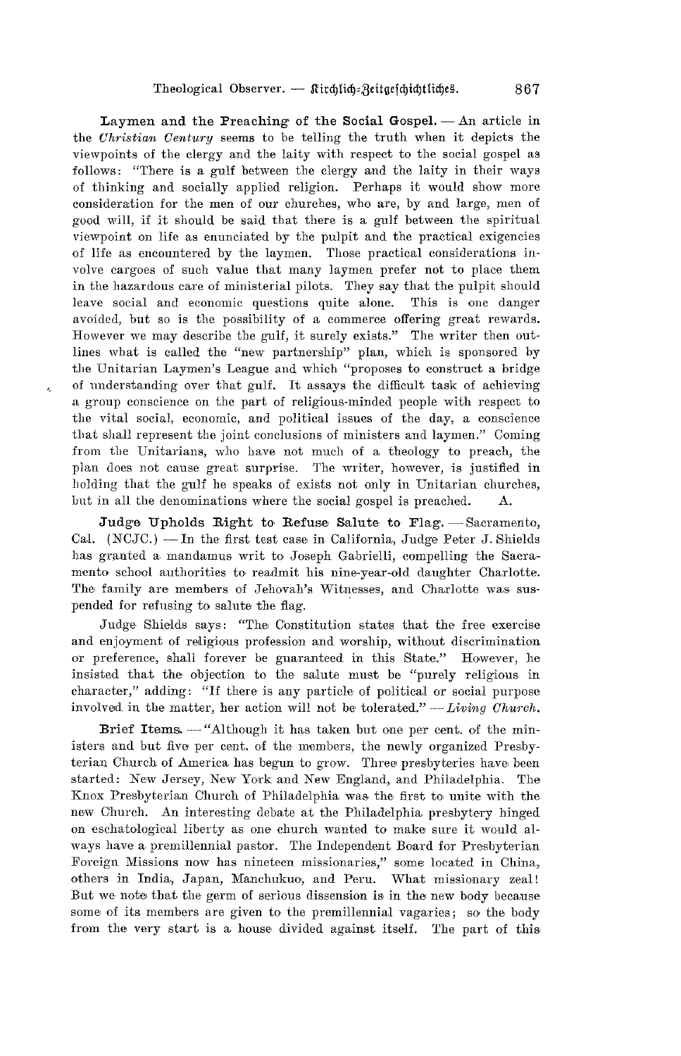**Laymen and the Preaching of the Social Gospel.** — An article in the *Christian Century* seems to be telling the truth when it depicts the viewpoints of the clergy and the laity with respect to the social gospel as follows: "There is a gulf between the clergy and the laity in their ways of thinking and socially applied religion. Perhaps it would show more consideration for the men of our churches, who are, by and large, men of good will, if it should be said that there is a gulf between the spiritual viewpoint on life as enunciated by the pulpit and the practical exigencies of life as encountered by the laymen. Those practical considerations involve cargoes of such value that many laymen prefer not to place them in the hazardous care of ministerial pilots. They say that the pulpit should leave social and economic questions quite alone. This is one danger avoided, but so is the possibility of a commerce offering great rewards. However we may describe the gulf, it surely exists." The writer then outlines what is called the "new partnership" plan, which is sponsored by the Unitarian Laymen's League and which "proposes to construct a bridge of understanding over that gulf. It assays the difficult task of achieving a group conscience on the part of religious-minded people with respect to the vital social, economic, and political issues of the day, a conscience that shall represent the joint conclusions of ministers and laymen." Coming from the Unitarians, who have not much of a theology to preach, the plan does not cause great surprise. The writer, however, is justified in holding that the gulf he speaks of exists not only in Unitarian churches, but in all the denominations where the social gospel is preached. A.

**Judge Upholds Right to Refuse Salute to Flag.** — Sacramento, Cal. (NCJC.) — In the first test case in California, Judge Peter J. Shields has granted a mandamus writ to Joseph Gabrielli, compelling the Sacramento school authorities to readmit his nine-year-old daughter Charlotte. The family are members of Jehovah's Witnesses, and Charlotte was suspended for refusing to salute the flag.

Judge Shields says: "The Constitution states that the free exercise and enjoyment of religious profession and worship, without discrimination or preference, shall forever be guaranteed in this State." However, he insisted that the objection to the salute must be "purely religious in character," adding: "If there is any particle of political or social purpose involved in the matter, her action will not be tolerated." — *Living Church.*

**Brief Items.** — "Although it has taken but one per cent. of the ministers and but five per cent. of the members, the newly organized Presbyterian Church of America has begun to grow. Three presbyteries have been started: New Jersey, New York and New England, and Philadelphia. The Knox Presbyterian Church of Philadelphia was the first to unite with the new Church. An interesting debate at the Philadelphia presbytery hinged on eschatological liberty as one church wanted to make sure it would always have a premillennial pastor. The Independent Board for Presbyterian Foreign Missions now has nineteen missionaries," some located in China, others in India, Japan, Manchukuo, and Peru. What missionary zeal! But we note that the germ of serious dissension is in the new body because some of its members are given to the premillennial vagaries; so the body from the very start is a house divided against itself. The part of this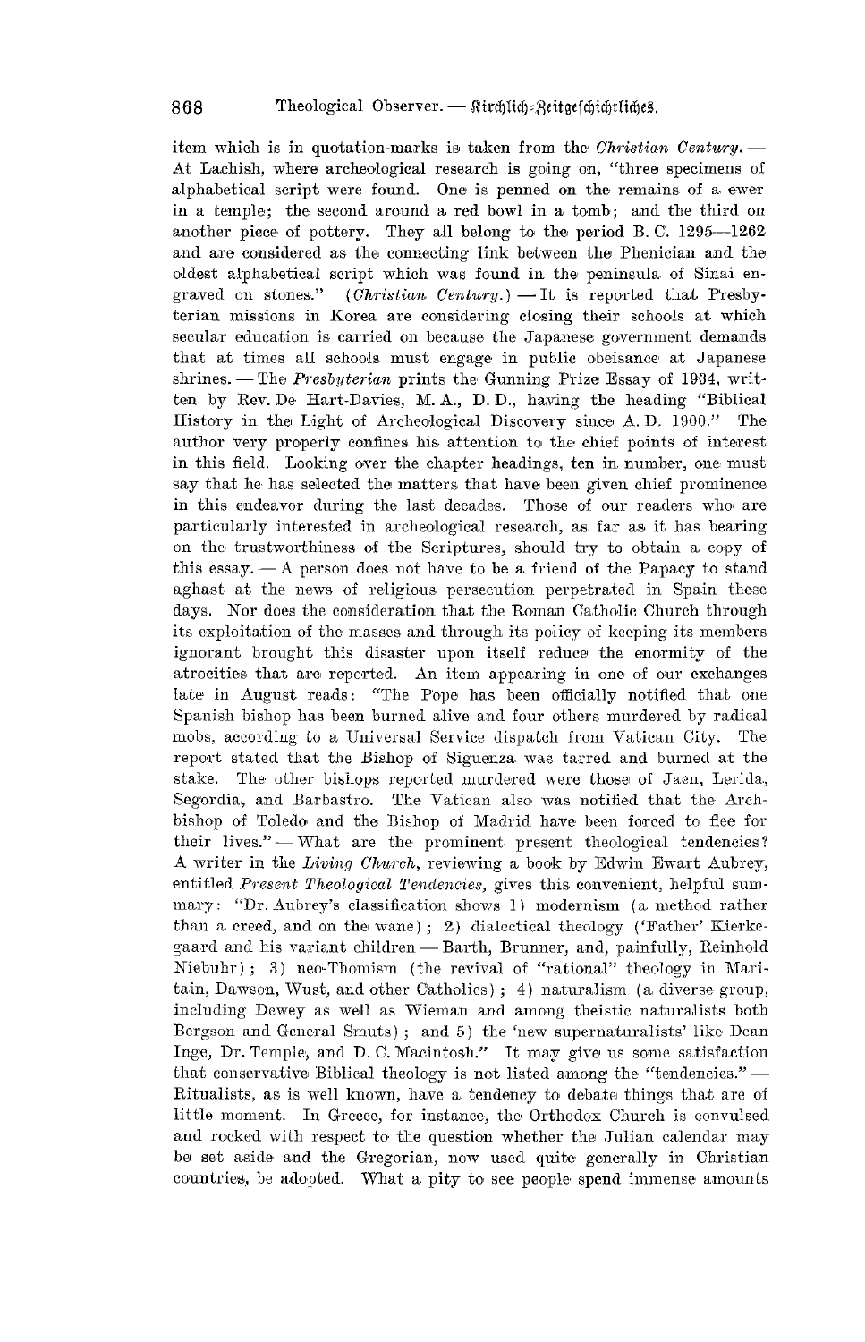item which is in quotation-marks is taken from the *Christian Century.* — At Lachish, where archeological research is going on, "three specimens of alphabetical script were found. One is penned on the remains of a ewer in a temple; the second around a red bowl in a tomb; and the third on another piece of pottery. They all belong to the period B. C. 1295—1262 and are considered as the connecting link between the Phenician and the oldest alphabetical script which was found in the peninsula of Sinai engraved on stones." (*Christian Century.*) — It is reported that Presbyterian missions in Korea are considering closing their schools at which secular education is carried on because the Japanese government demands that at times all schools must engage in public obeisance at Japanese shrines. — The *Presbyterian* prints the Gunning Prize Essay of 1934, written by Rev. De Hart-Davies, M. A., D. D., having the heading "Biblical History in the Light of Archeological Discovery since A. D. 1900." The author very properly confines his attention to the chief points of interest in this field. Looking over the chapter headings, ten in number, one must say that he has selected the matters that have been given chief prominence in this endeavor during the last decades. Those of our readers who are particularly interested in archeological research, as far as it has bearing on the trustworthiness of the Scriptures, should try to obtain a copy of this essay. — A person does not have to be a friend of the Papacy to stand aghast at the news of religious persecution perpetrated in Spain these days. Nor does the consideration that the Roman Catholic Church through its exploitation of the masses and through its policy of keeping its members ignorant brought this disaster upon itself reduce the enormity of the atrocities that are reported. An item appearing in one of our exchanges late in August reads: "The Pope has been officially notified that one Spanish bishop has been burned alive and four others murdered by radical mobs, according to a Universal Service dispatch from Vatican City. The report stated that the Bishop of Siguenza was tarred and burned at the stake. The other bishops reported murdered were those of Jaen, Lerida, Segordia, and Barbastro. The Vatican also was notified that the Archbishop of Toledo and the Bishop of Madrid have been forced to flee for their lives." — What are the prominent present theological tendencies? A writer in the *Living Church*, reviewing a book by Edwin Ewart Aubrey, entitled *Present Theological Tendencies*, gives this convenient, helpful summary: "Dr. Aubrey's classification shows 1) modernism (a method rather than a creed, and on the wane); 2) dialectical theology ('Father' Kierkegaard and his variant children — Barth, Brunner, and, painfully, Reinhold Niebuhr); 3) neo-Thomism (the revival of "rational" theology in Maritain, Dawson, Wust, and other Catholics); 4) naturalism (a diverse group, including Dewey as well as Wieman and among theistic naturalists both Bergson and General Smuts); and 5) the 'new supernaturalists' like Dean Inge, Dr. Temple, and D. C. Macintosh." It may give us some satisfaction that conservative Biblical theology is not listed among the "tendencies." — Ritualists, as is well known, have a tendency to debate things that are of little moment. In Greece, for instance, the Orthodox Church is convulsed and rocked with respect to the question whether the Julian calendar may be set aside and the Gregorian, now used quite generally in Christian countries, be adopted. What a pity to see people spend immense amounts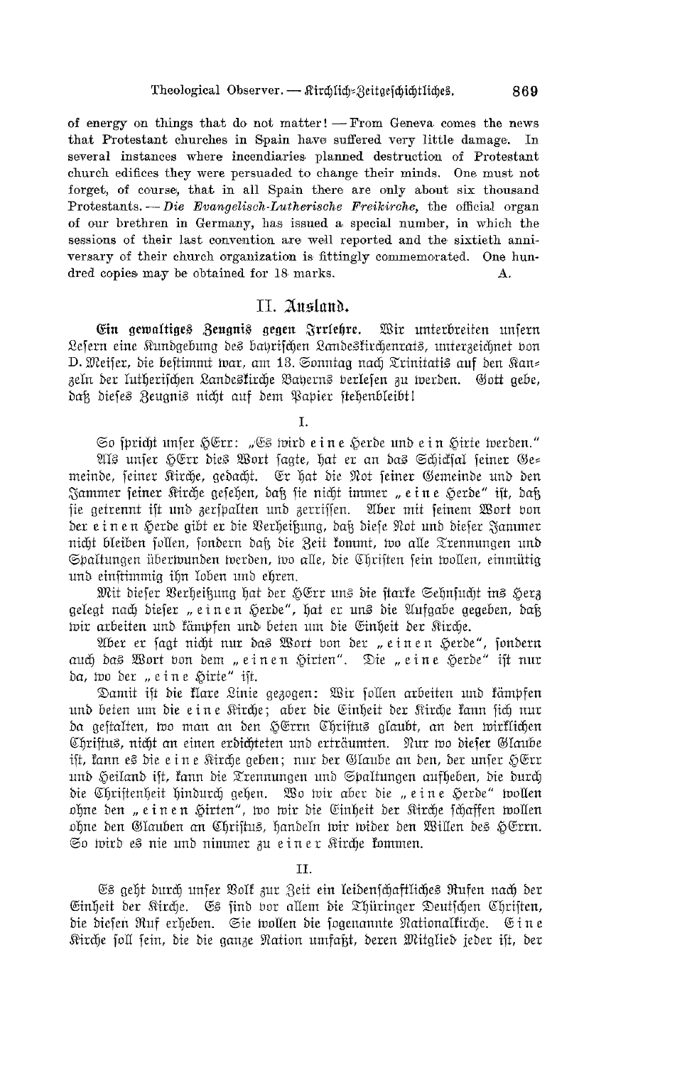of energy on things that do not matter! — From Geneva comes the news that Protestant churches in Spain have suffered very little damage. In several instances where incendiaries planned destruction of Protestant church edifices they were persuaded to change their minds. One must not forget, of course, that in all Spain there are only about six thousand Protestants. — *Die Evangelisch-Lutherische Freikirche*, the official organ of our brethren in Germany, has issued a special number, in which the sessions of their last convention are well reported and the sixtieth anniversary of their church organization is fittingly commemorated. One hundred copies may be obtained for 18 marks. A.

## II. Ausland.

**Ein gewaltiges Zeugnis gegen Irrlehre.** Wir unterbreiten unsern Lesern eine Kundgebung des bayrischen Landeskirchenrats, unterzeichnet von D. Meiser, die bestimmt war, am 13. Sonntag nach Trinitatis auf den Kanzeln der lutherischen Landeskirche Bayerns verlesen zu werden. Gott gebe, daß dieses Zeugnis nicht auf dem Papier stehenbleibt!

I.

So spricht unser HErr: „Es wird eine Herde und ein Hirte werden." Als unser HErr dies Wort sagte, hat er an das Schicksal seiner Gemeinde, seiner Kirche, gedacht. Er hat die Not seiner Gemeinde und den Jammer seiner Kirche gesehen, daß sie nicht immer „eine Herde" ist, daß sie getrennt ist und zerspalten und zerrissen. Aber mit seinem Wort von der einen Herde gibt er die Verheißung, daß diese Not und dieser Jammer nicht bleiben sollen, sondern daß die Zeit kommt, wo alle Trennungen und Spaltungen überwunden werden, wo alle, die Christen sein wollen, einmütig und einstimmig ihn loben und ehren.

Mit dieser Verheißung hat der HErr uns die starke Sehnsucht ins Herz gelegt nach dieser „einen Herde", hat er uns die Aufgabe gegeben, daß wir arbeiten und kämpfen und beten um die Einheit der Kirche.

Aber er sagt nicht nur das Wort von der „einen Herde", sondern auch das Wort von dem „einen Hirten". Die „eine Herde" ist nur da, wo der „eine Hirte" ist.

Damit ist die klare Linie gezogen: Wir sollen arbeiten und kämpfen und beten um die eine Kirche; aber die Einheit der Kirche kann sich nur da gestalten, wo man an den HErrn Christus glaubt, an den wirklichen Christus, nicht an einen erdichteten und erträumten. Nur wo dieser Glaube ist, kann es die eine Kirche geben; nur der Glaube an den, der unser HErr und Heiland ist, kann die Trennungen und Spaltungen aufheben, die durch die Christenheit hindurch gehen. Wo wir aber die „eine Herde" wollen ohne den „einen Hirten", wo wir die Einheit der Kirche schaffen wollen ohne den Glauben an Christus, handeln wir wider den Willen des HErrn. So wird es nie und nimmer zu einer Kirche kommen.

II.

Es geht durch unser Volk zur Zeit ein leidenschaftliches Rufen nach der Einheit der Kirche. Es sind vor allem die Thüringer Deutschen Christen, die diesen Ruf erheben. Sie wollen die sogenannte Nationalkirche. Eine Kirche soll sein, die die ganze Nation umfaßt, deren Mitglied jeder ist, der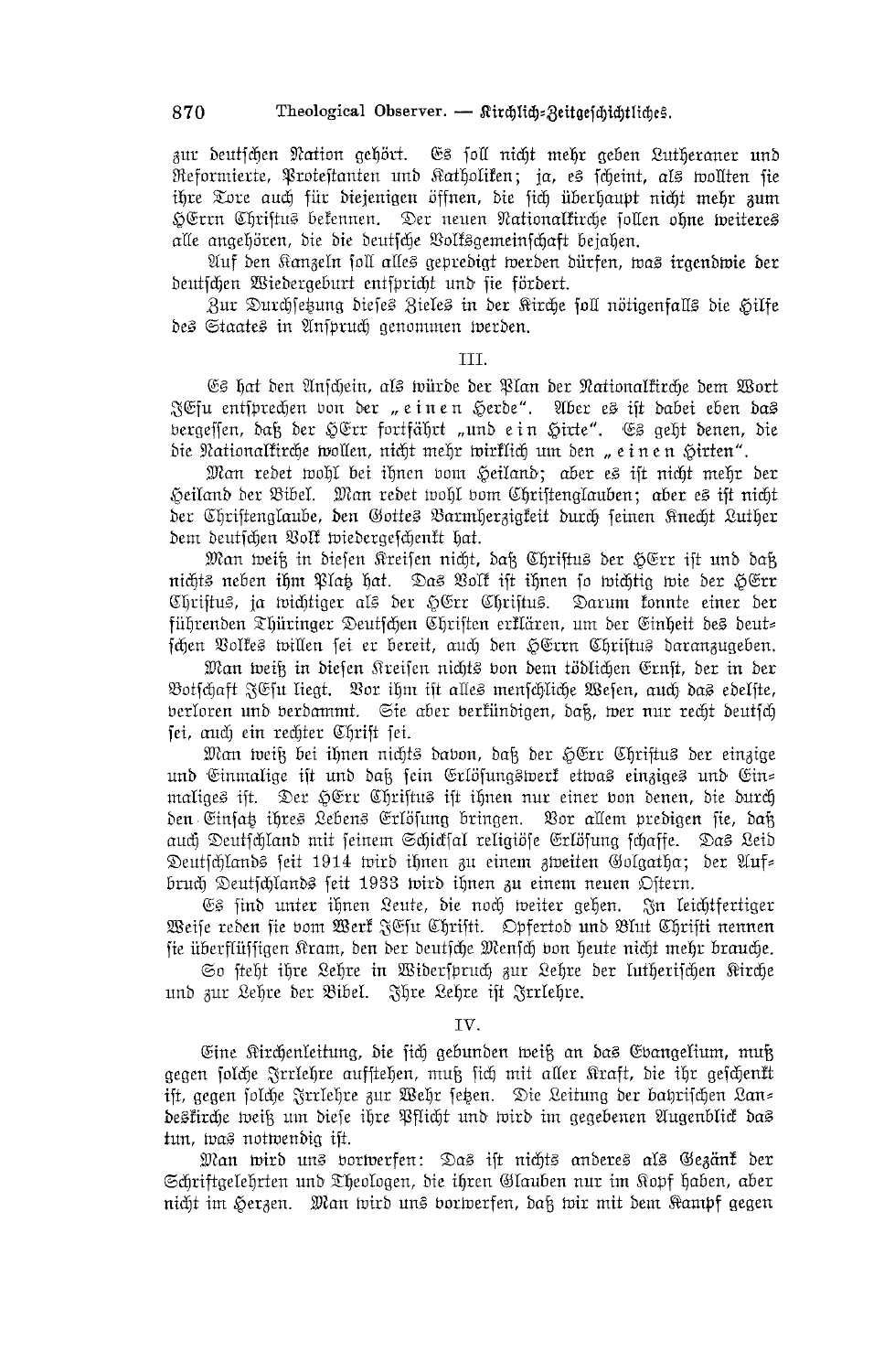zur deutschen Nation gehört. Es soll nicht mehr geben Lutheraner und Reformierte, Protestanten und Katholiken; ja, es scheint, als wollten sie ihre Tore auch für diejenigen öffnen, die sich überhaupt nicht mehr zum HErrn Christus bekennen. Der neuen Nationalkirche sollen ohne weiteres alle angehören, die die deutsche Volksgemeinschaft bejahen.

Auf den Kanzeln soll alles gepredigt werden dürfen, was irgendwie der deutschen Wiedergeburt entspricht und sie fördert.

Zur Durchsetzung dieses Zieles in der Kirche soll nötigenfalls die Hilfe des Staates in Anspruch genommen werden.

III.

Es hat den Anschein, als würde der Plan der Nationalkirche dem Wort JEsu entsprechen von der „einen Herde". Aber es ist dabei eben das vergessen, daß der HErr fortfährt „und ein Hirte". Es geht denen, die die Nationalkirche wollen, nicht mehr wirklich um den „einen Hirten".

Man redet wohl bei ihnen vom Heiland; aber es ist nicht mehr der Heiland der Bibel. Man redet wohl vom Christenglauben; aber es ist nicht der Christenglaube, den Gottes Barmherzigkeit durch seinen Knecht Luther dem deutschen Volk wiedergeschenkt hat.

Man weiß in diesen Kreisen nicht, daß Christus der HErr ist und daß nichts neben ihm Platz hat. Das Volk ist ihnen so wichtig wie der HErr Christus, ja wichtiger als der HErr Christus. Darum konnte einer der führenden Thüringer Deutschen Christen erklären, um der Einheit des deutschen Volkes willen sei er bereit, auch den HErrn Christus daranzugeben.

Man weiß in diesen Kreisen nichts von dem tödlichen Ernst, der in der Botschaft JEsu liegt. Vor ihm ist alles menschliche Wesen, auch das edelste, verloren und verdammt. Sie aber verkündigen, daß, wer nur recht deutsch sei, auch ein rechter Christ sei.

Man weiß bei ihnen nichts davon, daß der HErr Christus der einzige und Einmalige ist und daß sein Erlösungswerk etwas einziges und Einmaliges ist. Der HErr Christus ist ihnen nur einer von denen, die durch den Einsatz ihres Lebens Erlösung bringen. Vor allem predigen sie, daß auch Deutschland mit seinem Schicksal religiöse Erlösung schaffe. Das Leid Deutschlands seit 1914 wird ihnen zu einem zweiten Golgatha; der Aufbruch Deutschlands seit 1933 wird ihnen zu einem neuen Ostern.

Es sind unter ihnen Leute, die noch weiter gehen. In leichtfertiger Weise reden sie vom Werk JEsu Christi. Opfertod und Blut Christi nennen sie überflüssigen Kram, den der deutsche Mensch von heute nicht mehr brauche.

So steht ihre Lehre in Widerspruch zur Lehre der lutherischen Kirche und zur Lehre der Bibel. Ihre Lehre ist Irrlehre.

IV.

Eine Kirchenleitung, die sich gebunden weiß an das Evangelium, muß gegen solche Irrlehre aufstehen, muß sich mit aller Kraft, die ihr geschenkt ist, gegen solche Irrlehre zur Wehr setzen. Die Leitung der bayrischen Landeskirche weiß um diese ihre Pflicht und wird im gegebenen Augenblick das tun, was notwendig ist.

Man wird uns vorwerfen: Das ist nichts anderes als Gezänk der Schriftgelehrten und Theologen, die ihren Glauben nur im Kopf haben, aber nicht im Herzen. Man wird uns vorwerfen, daß wir mit dem Kampf gegen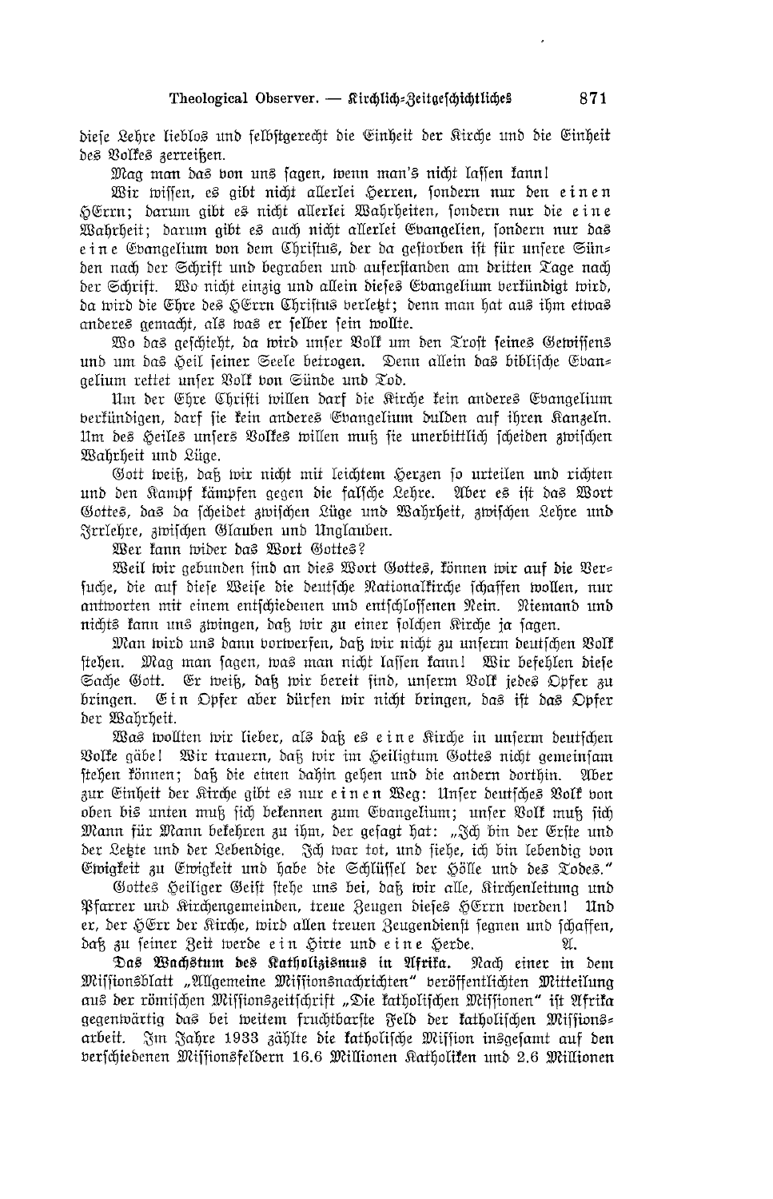diese Lehre lieblos und selbstgerecht die Einheit der Kirche und die Einheit des Volkes zerreißen.

Mag man das von uns sagen, wenn man's nicht lassen kann!

Wir wissen, es gibt nicht allerlei Herren, sondern nur den *einen* HErrn; darum gibt es nicht allerlei Wahrheiten, sondern nur die *eine* Wahrheit; darum gibt es auch nicht allerlei Evangelien, sondern nur das *eine* Evangelium von dem Christus, der da gestorben ist für unsere Sünden nach der Schrift und begraben und auferstanden am dritten Tage nach der Schrift. Wo nicht einzig und allein dieses Evangelium verkündigt wird, da wird die Ehre des HErrn Christus verletzt; denn man hat aus ihm etwas anderes gemacht, als was er selber sein wollte.

Wo das geschieht, da wird unser Volk um den Trost seines Gewissens und um das Heil seiner Seele betrogen. Denn allein das biblische Evangelium rettet unser Volk von Sünde und Tod.

Um der Ehre Christi willen darf die Kirche kein anderes Evangelium verkündigen, darf sie kein anderes Evangelium dulden auf ihren Kanzeln. Um des Heiles unsers Volkes willen muß sie unerbittlich scheiden zwischen Wahrheit und Lüge.

Gott weiß, daß wir nicht mit leichtem Herzen so urteilen und richten und den Kampf kämpfen gegen die falsche Lehre. Aber es ist das Wort Gottes, das da scheidet zwischen Lüge und Wahrheit, zwischen Lehre und Irrlehre, zwischen Glauben und Unglauben.

Wer kann wider das Wort Gottes?

Weil wir gebunden sind an dies Wort Gottes, können wir auf die Versuche, die auf diese Weise die deutsche Nationalkirche schaffen wollen, nur antworten mit einem entschiedenen und entschlossenen Nein. Niemand und nichts kann uns zwingen, daß wir zu einer solchen Kirche ja sagen.

Man wird uns dann vorwerfen, daß wir nicht zu unserm deutschen Volk stehen. Mag man sagen, was man nicht lassen kann! Wir befehlen diese Sache Gott. Er weiß, daß wir bereit sind, unserm Volk jedes Opfer zu bringen. *Ein* Opfer aber dürfen wir nicht bringen, das ist das Opfer der Wahrheit.

Was wollten wir lieber, als daß es *eine* Kirche in unserm deutschen Volke gäbe! Wir trauern, daß wir im Heiligtum Gottes nicht gemeinsam stehen können; daß die einen dahin gehen und die andern dorthin. Aber zur Einheit der Kirche gibt es nur *einen* Weg: Unser deutsches Volk von oben bis unten muß sich bekennen zum Evangelium; unser Volk muß sich Mann für Mann bekehren zu ihm, der gesagt hat: „Ich bin der Erste und der Letzte und der Lebendige. Ich war tot, und siehe, ich bin lebendig von Ewigkeit zu Ewigkeit und habe die Schlüssel der Hölle und des Todes."

Gottes Heiliger Geist stehe uns bei, daß wir alle, Kirchenleitung und Pfarrer und Kirchengemeinden, treue Zeugen dieses HErrn werden! Und er, der HErr der Kirche, wird allen treuen Zeugendienst segnen und schaffen, daß zu seiner Zeit werde *ein* Hirte und *eine* Herde. A.

**Das Wachstum des Katholizismus in Afrika.** Nach einer in dem Missionsblatt „Allgemeine Missionsnachrichten" veröffentlichten Mitteilung aus der römischen Missionszeitschrift „Die katholischen Missionen" ist Afrika gegenwärtig das bei weitem fruchtbarste Feld der katholischen Missionsarbeit. Im Jahre 1933 zählte die katholische Mission insgesamt auf den verschiedenen Missionsfeldern 16.6 Millionen Katholiken und 2.6 Millionen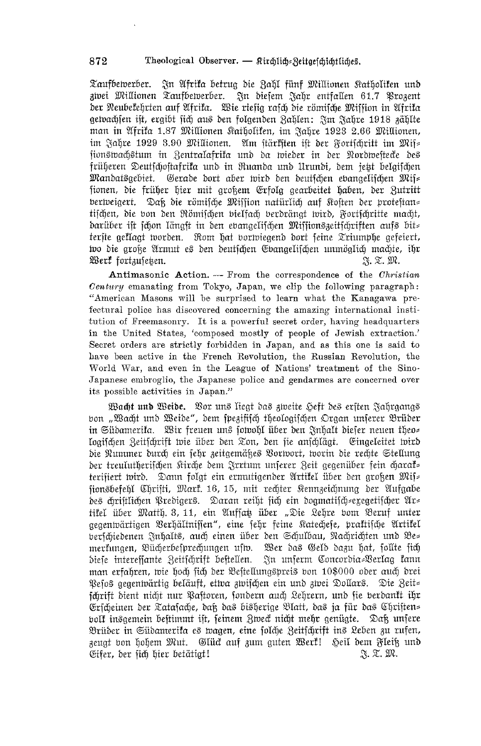Taufbewerber. In Afrika betrug die Zahl fünf Millionen Katholiken und zwei Millionen Taufbewerber. In diesem Jahr entfallen 61.7 Prozent der Neubekehrten auf Afrika. Wie riesig rasch die römische Mission in Afrika gewachsen ist, ergibt sich aus den folgenden Zahlen: Im Jahre 1918 zählte man in Afrika 1.87 Millionen Katholiken, im Jahre 1923 2.66 Millionen, im Jahre 1929 3.90 Millionen. Am stärksten ist der Fortschritt im Missionswachstum in Zentralafrika und da wieder in der Nordwestecke des früheren Deutschostafrika und in Ruanda und Urundi, dem jetzt belgischen Mandatsgebiet. Gerade dort aber wird den deutschen evangelischen Missionen, die früher hier mit großem Erfolg gearbeitet haben, der Zutritt verweigert. Daß die römische Mission natürlich auf Kosten der protestantischen, die von den Römischen vielfach verdrängt wird, Fortschritte macht, darüber ist schon längst in den evangelischen Missionszeitschriften aufs bitterste geklagt worden. Rom hat vorwiegend dort seine Triumphe gefeiert, wo die große Armut es den deutschen Evangelischen unmöglich machte, ihr Werk fortzusetzen. J. T. M.

**Antimasonic Action.** — From the correspondence of the *Christian Century* emanating from Tokyo, Japan, we clip the following paragraph: "American Masons will be surprised to learn what the Kanagawa prefectural police has discovered concerning the amazing international institution of Freemasonry. It is a powerful secret order, having headquarters in the United States, 'composed mostly of people of Jewish extraction.' Secret orders are strictly forbidden in Japan, and as this one is said to have been active in the French Revolution, the Russian Revolution, the World War, and even in the League of Nations' treatment of the Sino-Japanese embroglio, the Japanese police and gendarmes are concerned over its possible activities in Japan."

**Wacht und Weide.** Vor uns liegt das zweite Heft des ersten Jahrgangs von „Wacht und Weide", dem spezifisch theologischen Organ unserer Brüder in Südamerika. Wir freuen uns sowohl über den Inhalt dieser neuen theologischen Zeitschrift wie über den Ton, den sie anschlägt. Eingeleitet wird die Nummer durch ein sehr zeitgemäßes Vorwort, worin die rechte Stellung der treulutherischen Kirche dem Irrtum unserer Zeit gegenüber fein charakterisiert wird. Dann folgt ein ermutigender Artikel über den großen Missionsbefehl Christi, Mark. 16, 15, mit rechter Kennzeichnung der Aufgabe des christlichen Predigers. Daran reiht sich ein dogmatisch-exegetischer Artikel über Matth. 3, 11, ein Aufsatz über „Die Lehre vom Beruf unter gegenwärtigen Verhältnissen", eine sehr feine Katechese, praktische Artikel verschiedenen Inhalts, auch einen über den Schulbau, Nachrichten und Bemerkungen, Bücherbesprechungen usw. Wer das Geld dazu hat, sollte sich diese interessante Zeitschrift bestellen. In unserm Concordia-Verlag kann man erfahren, wie hoch sich der Bestellungspreis von 10$000 oder auch drei Pesos gegenwärtig beläuft, etwa zwischen ein und zwei Dollars. Die Zeitschrift dient nicht nur Pastoren, sondern auch Lehrern, und sie verdankt ihr Erscheinen der Tatsache, daß das bisherige Blatt, das ja für das Christenvolk insgemein bestimmt ist, seinem Zweck nicht mehr genügte. Daß unsere Brüder in Südamerika es wagen, eine solche Zeitschrift ins Leben zu rufen, zeugt von hohem Mut. Glück auf zum guten Werk! Heil dem Fleiß und Eifer, der sich hier betätigt! J. T. M.